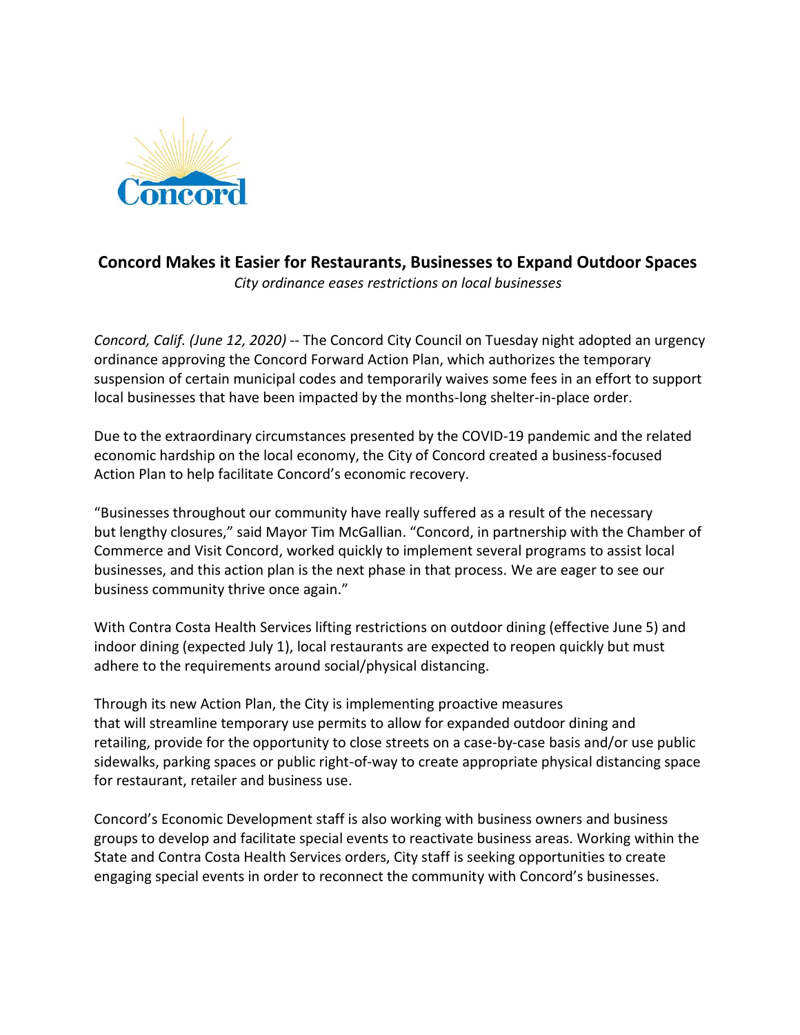## Concord Makes it Easier for Restaurants, Businesses to Expand Outdoor Spaces

*City ordinance eases restrictions on local businesses*

*Concord, Calif. (June 12, 2020)* -- The Concord City Council on Tuesday night adopted an urgency ordinance approving the Concord Forward Action Plan, which authorizes the temporary suspension of certain municipal codes and temporarily waives some fees in an effort to support local businesses that have been impacted by the months-long shelter-in-place order.

Due to the extraordinary circumstances presented by the COVID-19 pandemic and the related economic hardship on the local economy, the City of Concord created a business-focused Action Plan to help facilitate Concord's economic recovery.

"Businesses throughout our community have really suffered as a result of the necessary but lengthy closures," said Mayor Tim McGallian. "Concord, in partnership with the Chamber of Commerce and Visit Concord, worked quickly to implement several programs to assist local businesses, and this action plan is the next phase in that process. We are eager to see our business community thrive once again."

With Contra Costa Health Services lifting restrictions on outdoor dining (effective June 5) and indoor dining (expected July 1), local restaurants are expected to reopen quickly but must adhere to the requirements around social/physical distancing.

Through its new Action Plan, the City is implementing proactive measures that will streamline temporary use permits to allow for expanded outdoor dining and retailing, provide for the opportunity to close streets on a case-by-case basis and/or use public sidewalks, parking spaces or public right-of-way to create appropriate physical distancing space for restaurant, retailer and business use.

Concord's Economic Development staff is also working with business owners and business groups to develop and facilitate special events to reactivate business areas. Working within the State and Contra Costa Health Services orders, City staff is seeking opportunities to create engaging special events in order to reconnect the community with Concord's businesses.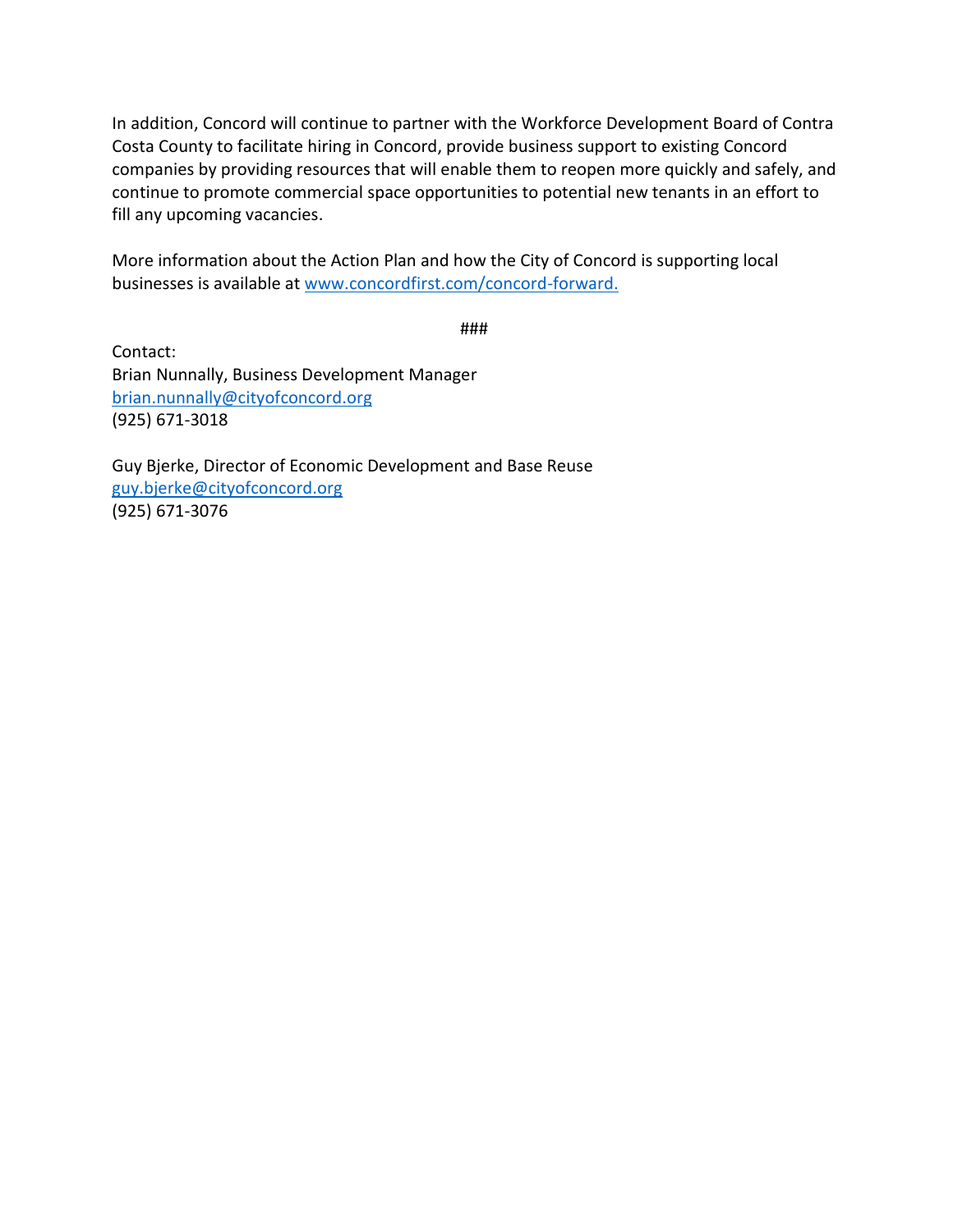In addition, Concord will continue to partner with the Workforce Development Board of Contra Costa County to facilitate hiring in Concord, provide business support to existing Concord companies by providing resources that will enable them to reopen more quickly and safely, and continue to promote commercial space opportunities to potential new tenants in an effort to fill any upcoming vacancies.

More information about the Action Plan and how the City of Concord is supporting local businesses is available at www.concordfirst.com/concord-forward.

###

Contact:
Brian Nunnally, Business Development Manager
brian.nunnally@cityofconcord.org
(925) 671-3018

Guy Bjerke, Director of Economic Development and Base Reuse
guy.bjerke@cityofconcord.org
(925) 671-3076